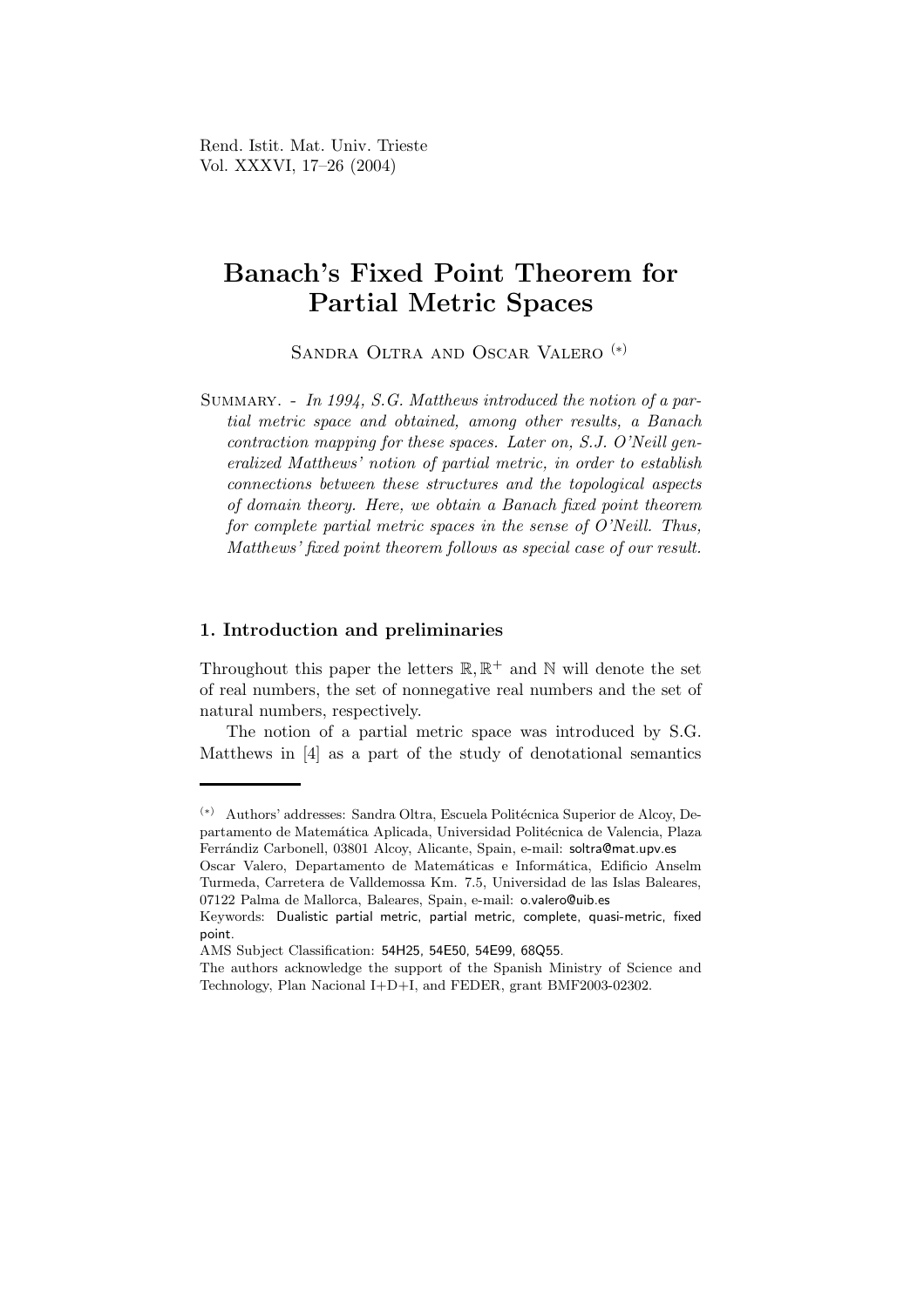# Banach's Fixed Point Theorem for Partial Metric Spaces

Sandra Oltra and Oscar Valero (*)

Summary. - *In 1994, S.G. Matthews introduced the notion of a partial metric space and obtained, among other results, a Banach contraction mapping for these spaces. Later on, S.J. O'Neill generalized Matthews' notion of partial metric, in order to establish connections between these structures and the topological aspects of domain theory. Here, we obtain a Banach fixed point theorem for complete partial metric spaces in the sense of O'Neill. Thus, Matthews' fixed point theorem follows as special case of our result.*

## 1. Introduction and preliminaries

Throughout this paper the letters $\mathbb{R}, \mathbb{R}^+$ and $\mathbb{N}$ will denote the set of real numbers, the set of nonnegative real numbers and the set of natural numbers, respectively.

The notion of a partial metric space was introduced by S.G. Matthews in [4] as a part of the study of denotational semantics

---

(*) Authors' addresses: Sandra Oltra, Escuela Politécnica Superior de Alcoy, Departamento de Matemática Aplicada, Universidad Politécnica de Valencia, Plaza Ferrándiz Carbonell, 03801 Alcoy, Alicante, Spain, e-mail: soltra@mat.upv.es

Oscar Valero, Departamento de Matemáticas e Informática, Edificio Anselm Turmeda, Carretera de Valldemossa Km. 7.5, Universidad de las Islas Baleares, 07122 Palma de Mallorca, Baleares, Spain, e-mail: o.valero@uib.es

Keywords: Dualistic partial metric, partial metric, complete, quasi-metric, fixed point.

AMS Subject Classification: 54H25, 54E50, 54E99, 68Q55.

The authors acknowledge the support of the Spanish Ministry of Science and Technology, Plan Nacional I+D+I, and FEDER, grant BMF2003-02302.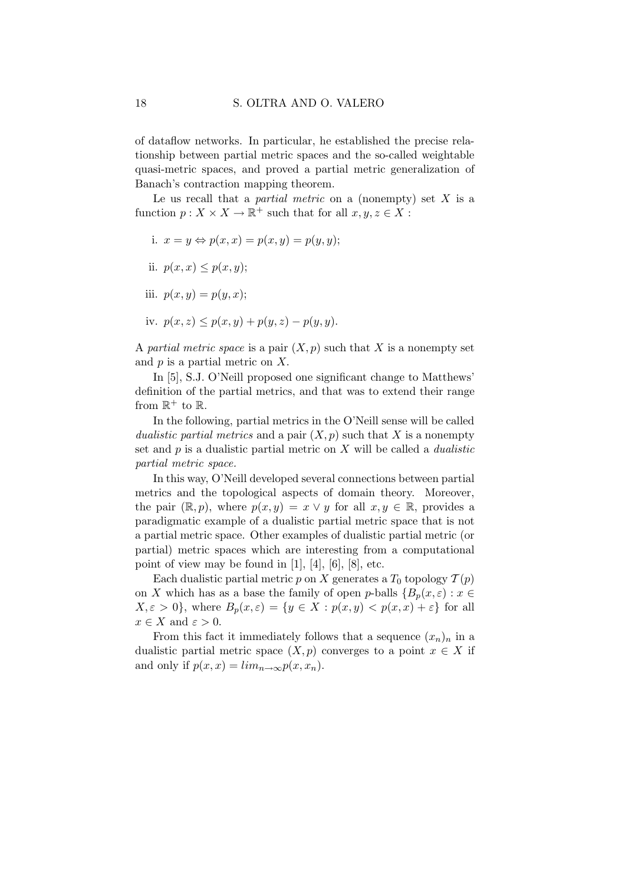of dataflow networks. In particular, he established the precise relationship between partial metric spaces and the so-called weightable quasi-metric spaces, and proved a partial metric generalization of Banach's contraction mapping theorem.

Le us recall that a *partial metric* on a (nonempty) set $X$ is a function $p : X \times X \to \mathbb{R}^+$ such that for all $x, y, z \in X$ :

i. $x = y \Leftrightarrow p(x, x) = p(x, y) = p(y, y)$;

ii. $p(x, x) \leq p(x, y)$;

iii. $p(x, y) = p(y, x)$;

iv. $p(x, z) \leq p(x, y) + p(y, z) - p(y, y)$.

A *partial metric space* is a pair $(X, p)$ such that $X$ is a nonempty set and $p$ is a partial metric on $X$.

In [5], S.J. O'Neill proposed one significant change to Matthews' definition of the partial metrics, and that was to extend their range from $\mathbb{R}^+$ to $\mathbb{R}$.

In the following, partial metrics in the O'Neill sense will be called *dualistic partial metrics* and a pair $(X, p)$ such that $X$ is a nonempty set and $p$ is a dualistic partial metric on $X$ will be called a *dualistic partial metric space.*

In this way, O'Neill developed several connections between partial metrics and the topological aspects of domain theory. Moreover, the pair $(\mathbb{R}, p)$, where $p(x, y) = x \vee y$ for all $x, y \in \mathbb{R}$, provides a paradigmatic example of a dualistic partial metric space that is not a partial metric space. Other examples of dualistic partial metric (or partial) metric spaces which are interesting from a computational point of view may be found in [1], [4], [6], [8], etc.

Each dualistic partial metric $p$ on $X$ generates a $T_0$ topology $\mathcal{T}(p)$ on $X$ which has as a base the family of open $p$-balls $\{B_p(x, \varepsilon) : x \in X, \varepsilon > 0\}$, where $B_p(x, \varepsilon) = \{y \in X : p(x, y) < p(x, x) + \varepsilon\}$ for all $x \in X$ and $\varepsilon > 0$.

From this fact it immediately follows that a sequence $(x_n)_n$ in a dualistic partial metric space $(X, p)$ converges to a point $x \in X$ if and only if $p(x, x) = lim_{n\to\infty} p(x, x_n)$.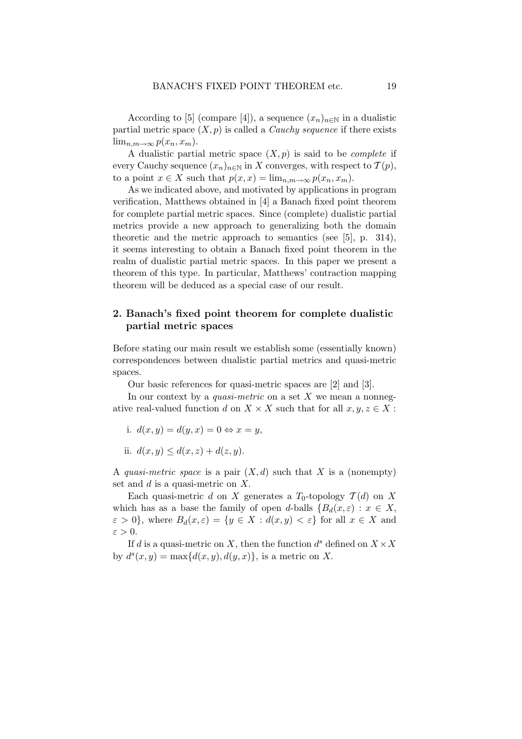According to [5] (compare [4]), a sequence $(x_n)_{n\in\mathbb{N}}$ in a dualistic partial metric space $(X, p)$ is called a *Cauchy sequence* if there exists $\lim_{n,m\to\infty} p(x_n, x_m)$.

A dualistic partial metric space $(X, p)$ is said to be *complete* if every Cauchy sequence $(x_n)_{n\in\mathbb{N}}$ in $X$ converges, with respect to $\mathcal{T}(p)$, to a point $x \in X$ such that $p(x, x) = \lim_{n,m\to\infty} p(x_n, x_m)$.

As we indicated above, and motivated by applications in program verification, Matthews obtained in [4] a Banach fixed point theorem for complete partial metric spaces. Since (complete) dualistic partial metrics provide a new approach to generalizing both the domain theoretic and the metric approach to semantics (see [5], p. 314), it seems interesting to obtain a Banach fixed point theorem in the realm of dualistic partial metric spaces. In this paper we present a theorem of this type. In particular, Matthews' contraction mapping theorem will be deduced as a special case of our result.

## 2. Banach's fixed point theorem for complete dualistic partial metric spaces

Before stating our main result we establish some (essentially known) correspondences between dualistic partial metrics and quasi-metric spaces.

Our basic references for quasi-metric spaces are [2] and [3].

In our context by a *quasi-metric* on a set $X$ we mean a nonnegative real-valued function $d$ on $X \times X$ such that for all $x, y, z \in X$ :

i. $d(x, y) = d(y, x) = 0 \Leftrightarrow x = y$,

ii. $d(x, y) \leq d(x, z) + d(z, y)$.

A *quasi-metric space* is a pair $(X, d)$ such that $X$ is a (nonempty) set and $d$ is a quasi-metric on $X$.

Each quasi-metric $d$ on $X$ generates a $T_0$-topology $\mathcal{T}(d)$ on $X$ which has as a base the family of open $d$-balls $\{B_d(x, \varepsilon) : x \in X, \varepsilon > 0\}$, where $B_d(x, \varepsilon) = \{y \in X : d(x, y) < \varepsilon\}$ for all $x \in X$ and $\varepsilon > 0$.

If $d$ is a quasi-metric on $X$, then the function $d^s$ defined on $X \times X$ by $d^s(x, y) = \max\{d(x, y), d(y, x)\}$, is a metric on $X$.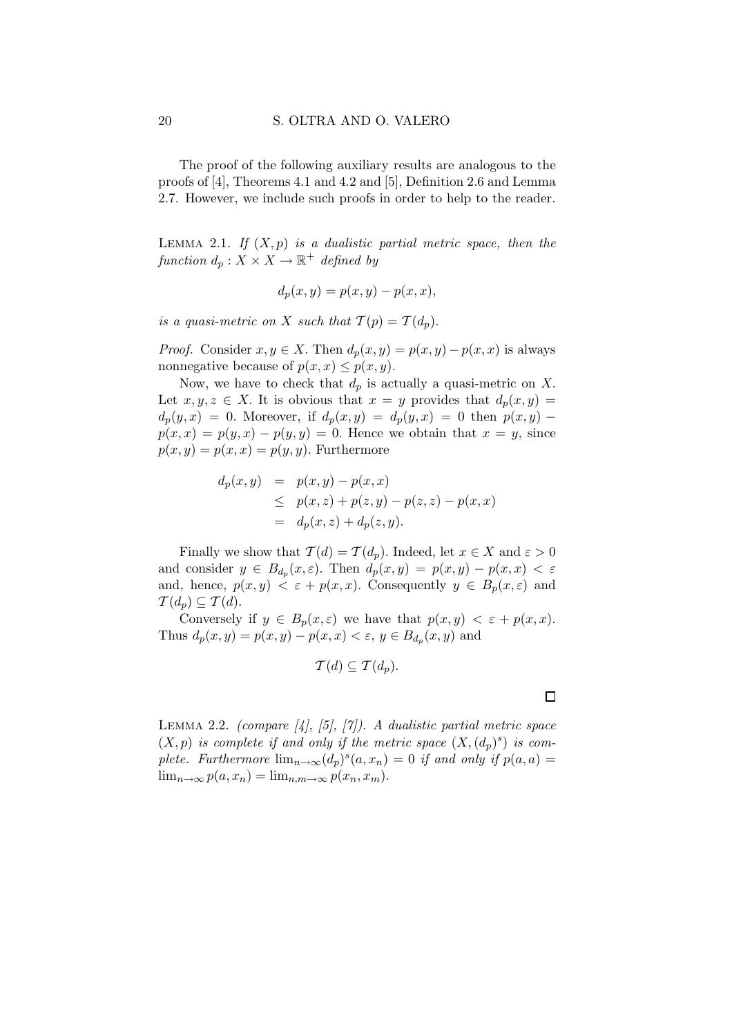The proof of the following auxiliary results are analogous to the proofs of [4], Theorems 4.1 and 4.2 and [5], Definition 2.6 and Lemma 2.7. However, we include such proofs in order to help to the reader.

Lemma 2.1. *If $(X,p)$ is a dualistic partial metric space, then the function $d_p : X \times X \to \mathbb{R}^+$ defined by*

$$d_p(x,y) = p(x,y) - p(x,x),$$

*is a quasi-metric on $X$ such that $\mathcal{T}(p) = \mathcal{T}(d_p)$.*

*Proof.* Consider $x, y \in X$. Then $d_p(x,y) = p(x,y) - p(x,x)$ is always nonnegative because of $p(x,x) \leq p(x,y)$.

Now, we have to check that $d_p$ is actually a quasi-metric on $X$. Let $x, y, z \in X$. It is obvious that $x = y$ provides that $d_p(x,y) = d_p(y,x) = 0$. Moreover, if $d_p(x,y) = d_p(y,x) = 0$ then $p(x,y) - p(x,x) = p(y,x) - p(y,y) = 0$. Hence we obtain that $x = y$, since $p(x,y) = p(x,x) = p(y,y)$. Furthermore

$$\begin{aligned} d_p(x,y) &= p(x,y) - p(x,x) \\ &\leq p(x,z) + p(z,y) - p(z,z) - p(x,x) \\ &= d_p(x,z) + d_p(z,y). \end{aligned}$$

Finally we show that $\mathcal{T}(d) = \mathcal{T}(d_p)$. Indeed, let $x \in X$ and $\varepsilon > 0$ and consider $y \in B_{d_p}(x,\varepsilon)$. Then $d_p(x,y) = p(x,y) - p(x,x) < \varepsilon$ and, hence, $p(x,y) < \varepsilon + p(x,x)$. Consequently $y \in B_p(x,\varepsilon)$ and $\mathcal{T}(d_p) \subseteq \mathcal{T}(d)$.

Conversely if $y \in B_p(x,\varepsilon)$ we have that $p(x,y) < \varepsilon + p(x,x)$. Thus $d_p(x,y) = p(x,y) - p(x,x) < \varepsilon$, $y \in B_{d_p}(x,y)$ and

$$\mathcal{T}(d) \subseteq \mathcal{T}(d_p).$$

□

Lemma 2.2. *(compare [4], [5], [7]). A dualistic partial metric space $(X,p)$ is complete if and only if the metric space $(X,(d_p)^s)$ is complete. Furthermore $\lim_{n\to\infty}(d_p)^s(a,x_n) = 0$ if and only if $p(a,a) = \lim_{n\to\infty} p(a,x_n) = \lim_{n,m\to\infty} p(x_n,x_m)$.*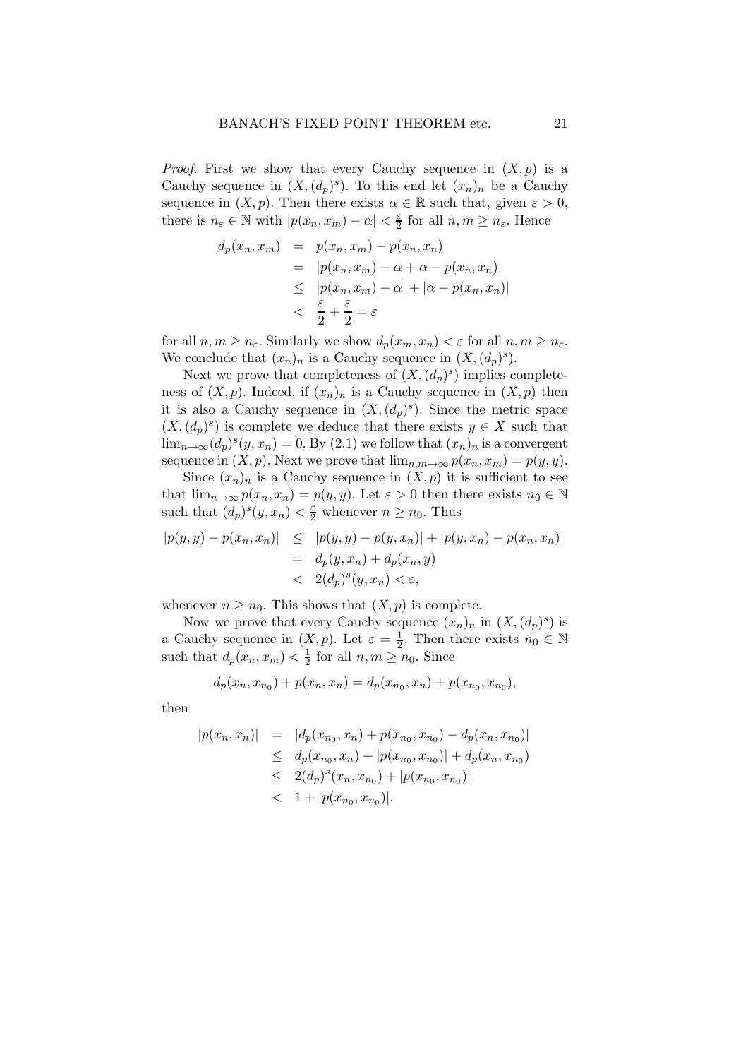*Proof.* First we show that every Cauchy sequence in $(X, p)$ is a Cauchy sequence in $(X, (d_p)^s)$. To this end let $(x_n)_n$ be a Cauchy sequence in $(X, p)$. Then there exists $\alpha \in \mathbb{R}$ such that, given $\varepsilon > 0$, there is $n_\varepsilon \in \mathbb{N}$ with $|p(x_n, x_m) - \alpha| < \frac{\varepsilon}{2}$ for all $n, m \geq n_\varepsilon$. Hence

$$
\begin{aligned}
d_p(x_n, x_m) &= p(x_n, x_m) - p(x_n, x_n) \\
&= |p(x_n, x_m) - \alpha + \alpha - p(x_n, x_n)| \\
&\leq |p(x_n, x_m) - \alpha| + |\alpha - p(x_n, x_n)| \\
&< \frac{\varepsilon}{2} + \frac{\varepsilon}{2} = \varepsilon
\end{aligned}
$$

for all $n, m \geq n_\varepsilon$. Similarly we show $d_p(x_m, x_n) < \varepsilon$ for all $n, m \geq n_\varepsilon$. We conclude that $(x_n)_n$ is a Cauchy sequence in $(X, (d_p)^s)$.

Next we prove that completeness of $(X, (d_p)^s)$ implies completeness of $(X, p)$. Indeed, if $(x_n)_n$ is a Cauchy sequence in $(X, p)$ then it is also a Cauchy sequence in $(X, (d_p)^s)$. Since the metric space $(X, (d_p)^s)$ is complete we deduce that there exists $y \in X$ such that $\lim_{n\to\infty} (d_p)^s(y, x_n) = 0$. By (2.1) we follow that $(x_n)_n$ is a convergent sequence in $(X, p)$. Next we prove that $\lim_{n,m\to\infty} p(x_n, x_m) = p(y, y)$.

Since $(x_n)_n$ is a Cauchy sequence in $(X, p)$ it is sufficient to see that $\lim_{n\to\infty} p(x_n, x_n) = p(y, y)$. Let $\varepsilon > 0$ then there exists $n_0 \in \mathbb{N}$ such that $(d_p)^s(y, x_n) < \frac{\varepsilon}{2}$ whenever $n \geq n_0$. Thus

$$
\begin{aligned}
|p(y, y) - p(x_n, x_n)| &\leq |p(y, y) - p(y, x_n)| + |p(y, x_n) - p(x_n, x_n)| \\
&= d_p(y, x_n) + d_p(x_n, y) \\
&< 2(d_p)^s(y, x_n) < \varepsilon,
\end{aligned}
$$

whenever $n \geq n_0$. This shows that $(X, p)$ is complete.

Now we prove that every Cauchy sequence $(x_n)_n$ in $(X, (d_p)^s)$ is a Cauchy sequence in $(X, p)$. Let $\varepsilon = \frac{1}{2}$. Then there exists $n_0 \in \mathbb{N}$ such that $d_p(x_n, x_m) < \frac{1}{2}$ for all $n, m \geq n_0$. Since

$$
d_p(x_n, x_{n_0}) + p(x_n, x_n) = d_p(x_{n_0}, x_n) + p(x_{n_0}, x_{n_0}),
$$

then

$$
\begin{aligned}
|p(x_n, x_n)| &= |d_p(x_{n_0}, x_n) + p(x_{n_0}, x_{n_0}) - d_p(x_n, x_{n_0})| \\
&\leq d_p(x_{n_0}, x_n) + |p(x_{n_0}, x_{n_0})| + d_p(x_n, x_{n_0}) \\
&\leq 2(d_p)^s(x_n, x_{n_0}) + |p(x_{n_0}, x_{n_0})| \\
&< 1 + |p(x_{n_0}, x_{n_0})|.
\end{aligned}
$$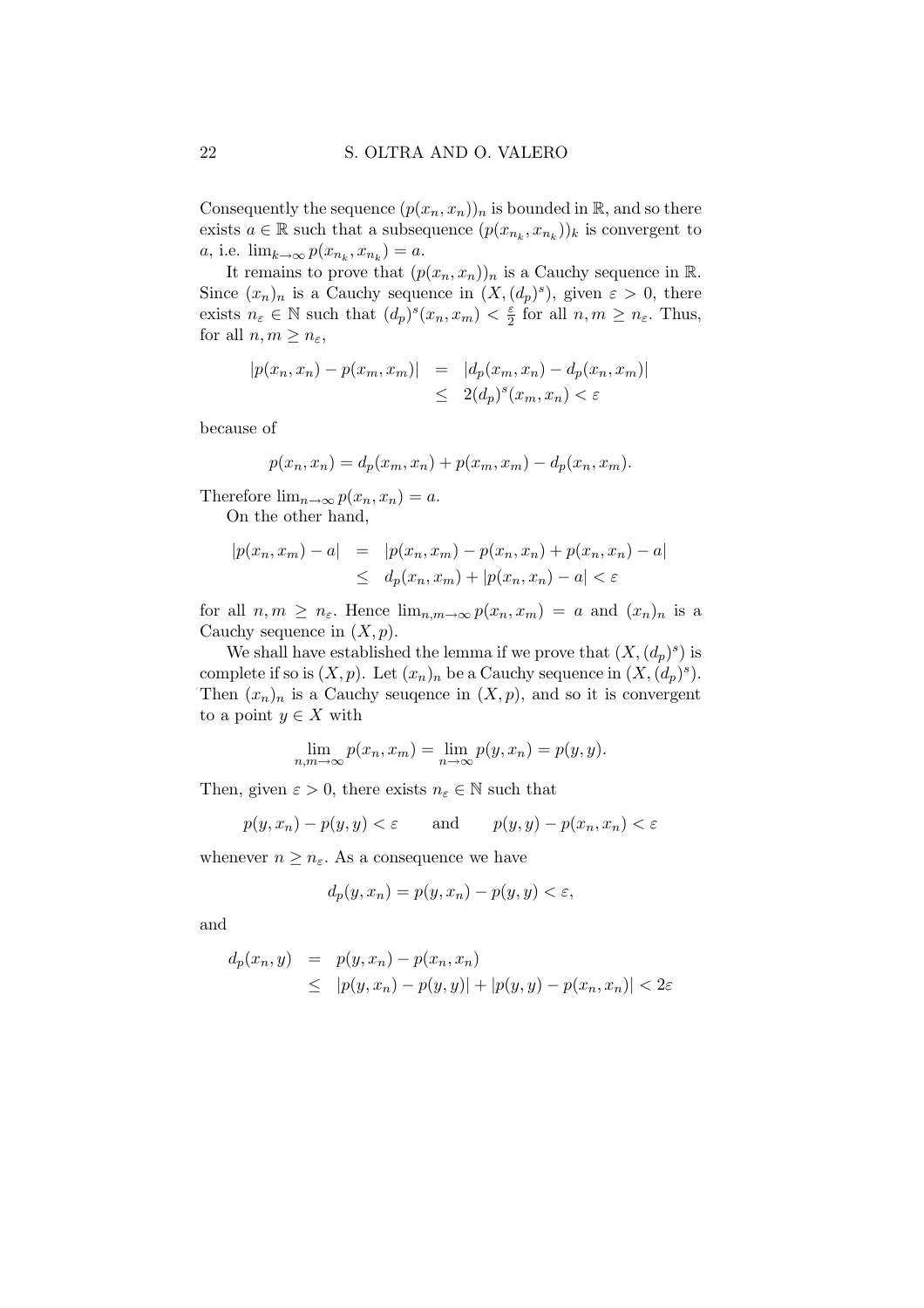Consequently the sequence $(p(x_n, x_n))_n$ is bounded in $\mathbb{R}$, and so there exists $a \in \mathbb{R}$ such that a subsequence $(p(x_{n_k}, x_{n_k}))_k$ is convergent to $a$, i.e. $\lim_{k\to\infty} p(x_{n_k}, x_{n_k}) = a$.

It remains to prove that $(p(x_n, x_n))_n$ is a Cauchy sequence in $\mathbb{R}$. Since $(x_n)_n$ is a Cauchy sequence in $(X, (d_p)^s)$, given $\varepsilon > 0$, there exists $n_\varepsilon \in \mathbb{N}$ such that $(d_p)^s(x_n, x_m) < \frac{\varepsilon}{2}$ for all $n, m \geq n_\varepsilon$. Thus, for all $n, m \geq n_\varepsilon$,

$$
\begin{aligned}
|p(x_n, x_n) - p(x_m, x_m)| &= |d_p(x_m, x_n) - d_p(x_n, x_m)| \\
&\leq 2(d_p)^s(x_m, x_n) < \varepsilon
\end{aligned}
$$

because of

$$
p(x_n, x_n) = d_p(x_m, x_n) + p(x_m, x_m) - d_p(x_n, x_m).
$$

Therefore $\lim_{n\to\infty} p(x_n, x_n) = a$.

On the other hand,

$$
\begin{aligned}
|p(x_n, x_m) - a| &= |p(x_n, x_m) - p(x_n, x_n) + p(x_n, x_n) - a| \\
&\leq d_p(x_n, x_m) + |p(x_n, x_n) - a| < \varepsilon
\end{aligned}
$$

for all $n, m \geq n_\varepsilon$. Hence $\lim_{n,m\to\infty} p(x_n, x_m) = a$ and $(x_n)_n$ is a Cauchy sequence in $(X, p)$.

We shall have established the lemma if we prove that $(X, (d_p)^s)$ is complete if so is $(X, p)$. Let $(x_n)_n$ be a Cauchy sequence in $(X, (d_p)^s)$. Then $(x_n)_n$ is a Cauchy seuqence in $(X, p)$, and so it is convergent to a point $y \in X$ with

$$
\lim_{n,m\to\infty} p(x_n, x_m) = \lim_{n\to\infty} p(y, x_n) = p(y, y).
$$

Then, given $\varepsilon > 0$, there exists $n_\varepsilon \in \mathbb{N}$ such that

$$
p(y, x_n) - p(y, y) < \varepsilon \qquad \text{and} \qquad p(y, y) - p(x_n, x_n) < \varepsilon
$$

whenever $n \geq n_\varepsilon$. As a consequence we have

$$
d_p(y, x_n) = p(y, x_n) - p(y, y) < \varepsilon,
$$

and

$$
\begin{aligned}
d_p(x_n, y) &= p(y, x_n) - p(x_n, x_n) \\
&\leq |p(y, x_n) - p(y, y)| + |p(y, y) - p(x_n, x_n)| < 2\varepsilon
\end{aligned}
$$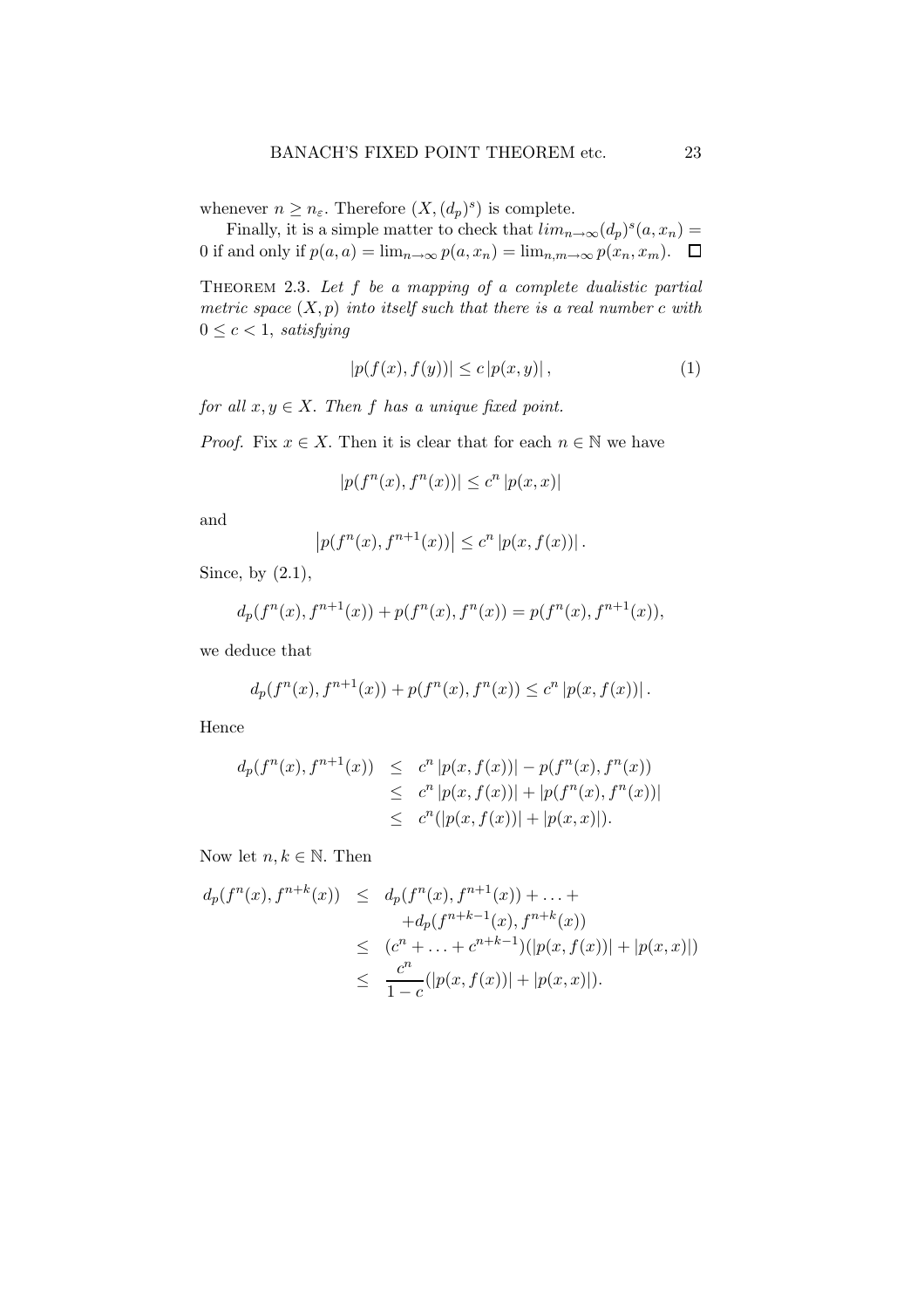whenever $n \geq n_\varepsilon$. Therefore $(X, (d_p)^s)$ is complete.

Finally, it is a simple matter to check that $lim_{n\to\infty}(d_p)^s(a, x_n) = 0$ if and only if $p(a,a) = \lim_{n\to\infty} p(a, x_n) = \lim_{n,m\to\infty} p(x_n, x_m)$. $\square$

Theorem 2.3. *Let $f$ be a mapping of a complete dualistic partial metric space $(X, p)$ into itself such that there is a real number $c$ with $0 \leq c < 1$, satisfying*

$$|p(f(x), f(y))| \leq c\,|p(x,y)|\,, \tag{1}$$

*for all $x, y \in X$. Then $f$ has a unique fixed point.*

*Proof.* Fix $x \in X$. Then it is clear that for each $n \in \mathbb{N}$ we have

$$|p(f^n(x), f^n(x))| \leq c^n\,|p(x,x)|$$

and

$$\left|p(f^n(x), f^{n+1}(x))\right| \leq c^n\,|p(x, f(x))|\,.$$

Since, by (2.1),

$$d_p(f^n(x), f^{n+1}(x)) + p(f^n(x), f^n(x)) = p(f^n(x), f^{n+1}(x)),$$

we deduce that

$$d_p(f^n(x), f^{n+1}(x)) + p(f^n(x), f^n(x)) \leq c^n\,|p(x, f(x))|\,.$$

Hence

$$\begin{aligned} d_p(f^n(x), f^{n+1}(x)) &\leq c^n\,|p(x, f(x))| - p(f^n(x), f^n(x)) \\ &\leq c^n\,|p(x, f(x))| + |p(f^n(x), f^n(x))| \\ &\leq c^n(|p(x, f(x))| + |p(x,x)|). \end{aligned}$$

Now let $n, k \in \mathbb{N}$. Then

$$\begin{aligned} d_p(f^n(x), f^{n+k}(x)) &\leq d_p(f^n(x), f^{n+1}(x)) + \ldots + \\ &\quad + d_p(f^{n+k-1}(x), f^{n+k}(x)) \\ &\leq (c^n + \ldots + c^{n+k-1})(|p(x, f(x))| + |p(x,x)|) \\ &\leq \frac{c^n}{1-c}(|p(x, f(x))| + |p(x,x)|). \end{aligned}$$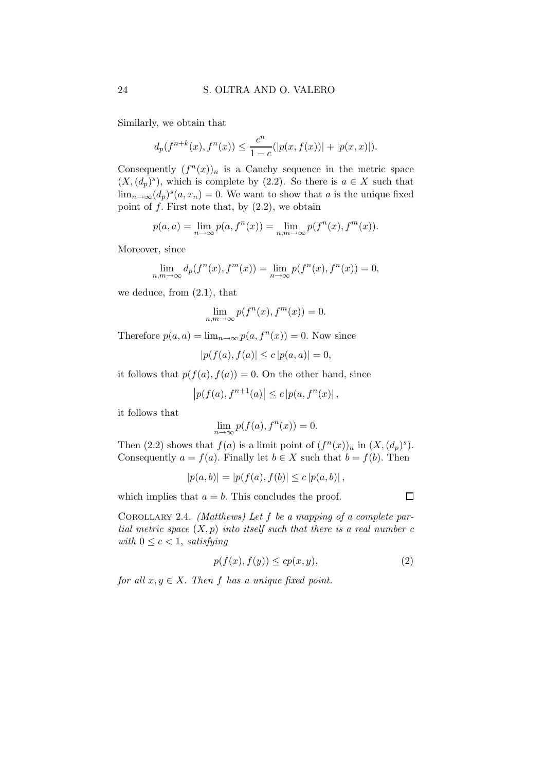Similarly, we obtain that

$$d_p(f^{n+k}(x), f^n(x)) \leq \frac{c^n}{1-c}(|p(x, f(x))| + |p(x, x)|).$$

Consequently $(f^n(x))_n$ is a Cauchy sequence in the metric space $(X, (d_p)^s)$, which is complete by (2.2). So there is $a \in X$ such that $\lim_{n\to\infty}(d_p)^s(a, x_n) = 0$. We want to show that $a$ is the unique fixed point of $f$. First note that, by (2.2), we obtain

$$p(a, a) = \lim_{n\to\infty} p(a, f^n(x)) = \lim_{n,m\to\infty} p(f^n(x), f^m(x)).$$

Moreover, since

$$\lim_{n,m\to\infty} d_p(f^n(x), f^m(x)) = \lim_{n\to\infty} p(f^n(x), f^n(x)) = 0,$$

we deduce, from (2.1), that

$$\lim_{n,m\to\infty} p(f^n(x), f^m(x)) = 0.$$

Therefore $p(a, a) = \lim_{n\to\infty} p(a, f^n(x)) = 0$. Now since

$$|p(f(a), f(a)| \leq c\,|p(a, a)| = 0,$$

it follows that $p(f(a), f(a)) = 0$. On the other hand, since

$$\left|p(f(a), f^{n+1}(a)\right| \leq c\,|p(a, f^n(x)|\,,$$

it follows that

$$\lim_{n\to\infty} p(f(a), f^n(x)) = 0.$$

Then (2.2) shows that $f(a)$ is a limit point of $(f^n(x))_n$ in $(X, (d_p)^s)$. Consequently $a = f(a)$. Finally let $b \in X$ such that $b = f(b)$. Then

$$|p(a, b)| = |p(f(a), f(b)| \leq c\,|p(a, b)|\,,$$

which implies that $a = b$. This concludes the proof. ☐

Corollary 2.4. *(Matthews) Let $f$ be a mapping of a complete partial metric space $(X, p)$ into itself such that there is a real number $c$ with $0 \leq c < 1$, satisfying*

$$p(f(x), f(y)) \leq cp(x, y), \tag{2}$$

*for all $x, y \in X$. Then $f$ has a unique fixed point.*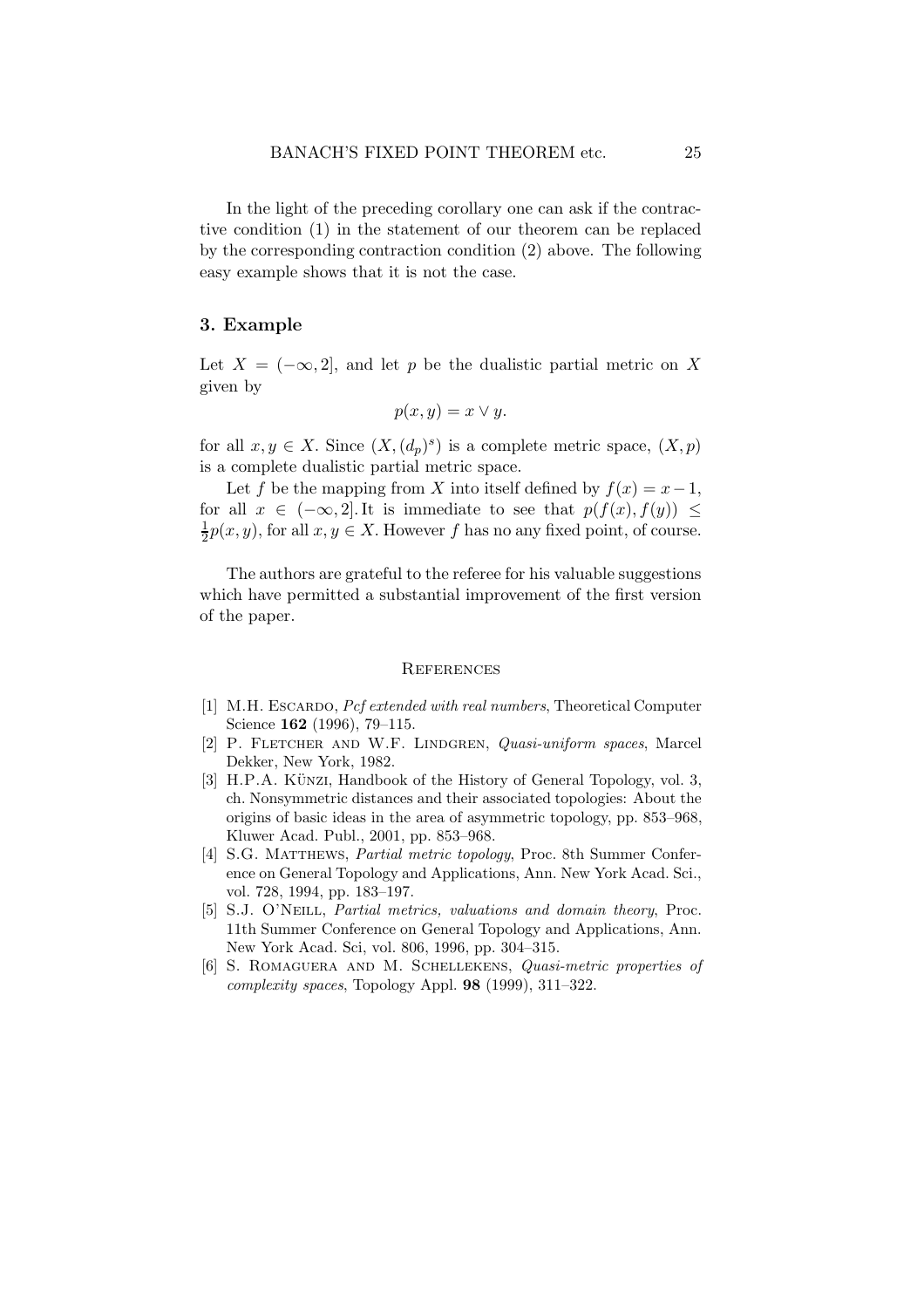In the light of the preceding corollary one can ask if the contractive condition (1) in the statement of our theorem can be replaced by the corresponding contraction condition (2) above. The following easy example shows that it is not the case.

## 3. Example

Let $X = (-\infty, 2]$, and let $p$ be the dualistic partial metric on $X$ given by

$$p(x, y) = x \vee y.$$

for all $x, y \in X$. Since $(X, (d_p)^s)$ is a complete metric space, $(X, p)$ is a complete dualistic partial metric space.

Let $f$ be the mapping from $X$ into itself defined by $f(x) = x - 1$, for all $x \in (-\infty, 2]$. It is immediate to see that $p(f(x), f(y)) \leq \frac{1}{2}p(x, y)$, for all $x, y \in X$. However $f$ has no any fixed point, of course.

The authors are grateful to the referee for his valuable suggestions which have permitted a substantial improvement of the first version of the paper.

## References

[1] M.H. Escardo, *Pcf extended with real numbers*, Theoretical Computer Science **162** (1996), 79–115.

[2] P. Fletcher and W.F. Lindgren, *Quasi-uniform spaces*, Marcel Dekker, New York, 1982.

[3] H.P.A. Künzi, Handbook of the History of General Topology, vol. 3, ch. Nonsymmetric distances and their associated topologies: About the origins of basic ideas in the area of asymmetric topology, pp. 853–968, Kluwer Acad. Publ., 2001, pp. 853–968.

[4] S.G. Matthews, *Partial metric topology*, Proc. 8th Summer Conference on General Topology and Applications, Ann. New York Acad. Sci., vol. 728, 1994, pp. 183–197.

[5] S.J. O'Neill, *Partial metrics, valuations and domain theory*, Proc. 11th Summer Conference on General Topology and Applications, Ann. New York Acad. Sci, vol. 806, 1996, pp. 304–315.

[6] S. Romaguera and M. Schellekens, *Quasi-metric properties of complexity spaces*, Topology Appl. **98** (1999), 311–322.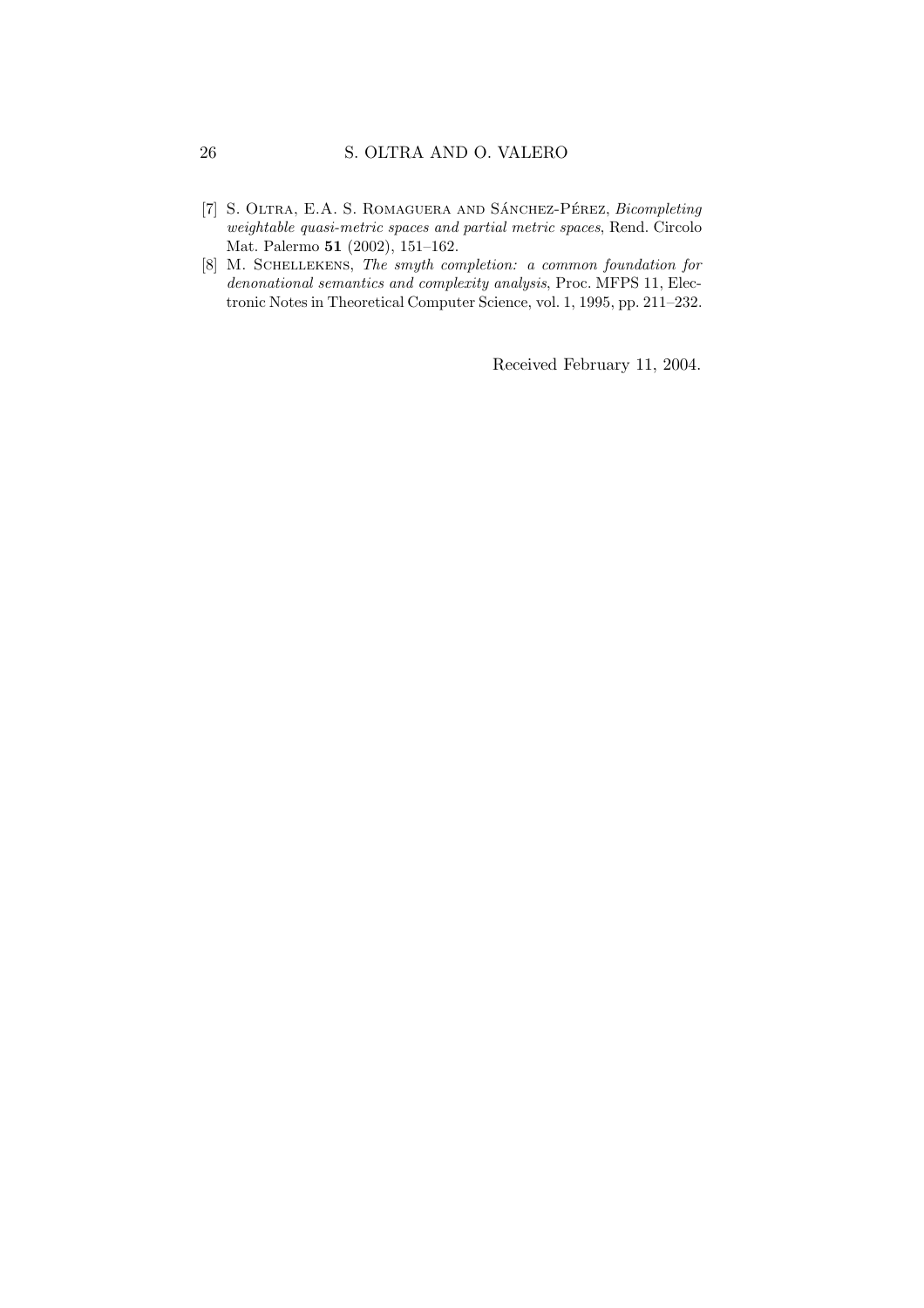[7] S. Oltra, E.A. S. Romaguera and Sánchez-Pérez, *Bicompleting weightable quasi-metric spaces and partial metric spaces*, Rend. Circolo Mat. Palermo **51** (2002), 151–162.

[8] M. Schellekens, *The smyth completion: a common foundation for denonational semantics and complexity analysis*, Proc. MFPS 11, Electronic Notes in Theoretical Computer Science, vol. 1, 1995, pp. 211–232.

Received February 11, 2004.